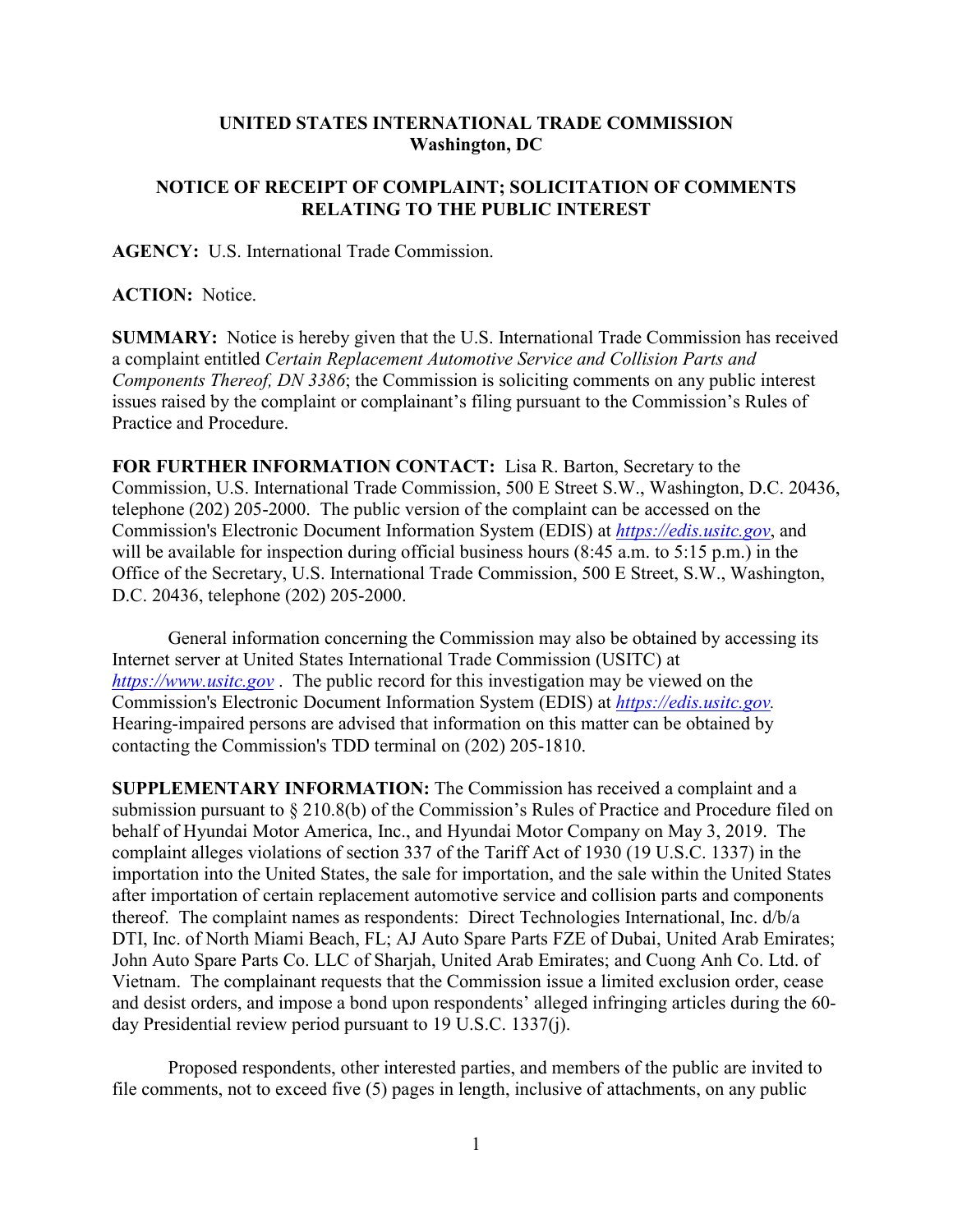**UNITED STATES INTERNATIONAL TRADE COMMISSION**
**Washington, DC**

**NOTICE OF RECEIPT OF COMPLAINT; SOLICITATION OF COMMENTS RELATING TO THE PUBLIC INTEREST**

**AGENCY:** U.S. International Trade Commission.

**ACTION:** Notice.

**SUMMARY:** Notice is hereby given that the U.S. International Trade Commission has received a complaint entitled *Certain Replacement Automotive Service and Collision Parts and Components Thereof, DN 3386*; the Commission is soliciting comments on any public interest issues raised by the complaint or complainant's filing pursuant to the Commission's Rules of Practice and Procedure.

**FOR FURTHER INFORMATION CONTACT:** Lisa R. Barton, Secretary to the Commission, U.S. International Trade Commission, 500 E Street S.W., Washington, D.C. 20436, telephone (202) 205-2000. The public version of the complaint can be accessed on the Commission's Electronic Document Information System (EDIS) at *https://edis.usitc.gov*, and will be available for inspection during official business hours (8:45 a.m. to 5:15 p.m.) in the Office of the Secretary, U.S. International Trade Commission, 500 E Street, S.W., Washington, D.C. 20436, telephone (202) 205-2000.

General information concerning the Commission may also be obtained by accessing its Internet server at United States International Trade Commission (USITC) at *https://www.usitc.gov* . The public record for this investigation may be viewed on the Commission's Electronic Document Information System (EDIS) at *https://edis.usitc.gov.* Hearing-impaired persons are advised that information on this matter can be obtained by contacting the Commission's TDD terminal on (202) 205-1810.

**SUPPLEMENTARY INFORMATION:** The Commission has received a complaint and a submission pursuant to § 210.8(b) of the Commission's Rules of Practice and Procedure filed on behalf of Hyundai Motor America, Inc., and Hyundai Motor Company on May 3, 2019. The complaint alleges violations of section 337 of the Tariff Act of 1930 (19 U.S.C. 1337) in the importation into the United States, the sale for importation, and the sale within the United States after importation of certain replacement automotive service and collision parts and components thereof. The complaint names as respondents: Direct Technologies International, Inc. d/b/a DTI, Inc. of North Miami Beach, FL; AJ Auto Spare Parts FZE of Dubai, United Arab Emirates; John Auto Spare Parts Co. LLC of Sharjah, United Arab Emirates; and Cuong Anh Co. Ltd. of Vietnam. The complainant requests that the Commission issue a limited exclusion order, cease and desist orders, and impose a bond upon respondents' alleged infringing articles during the 60-day Presidential review period pursuant to 19 U.S.C. 1337(j).

Proposed respondents, other interested parties, and members of the public are invited to file comments, not to exceed five (5) pages in length, inclusive of attachments, on any public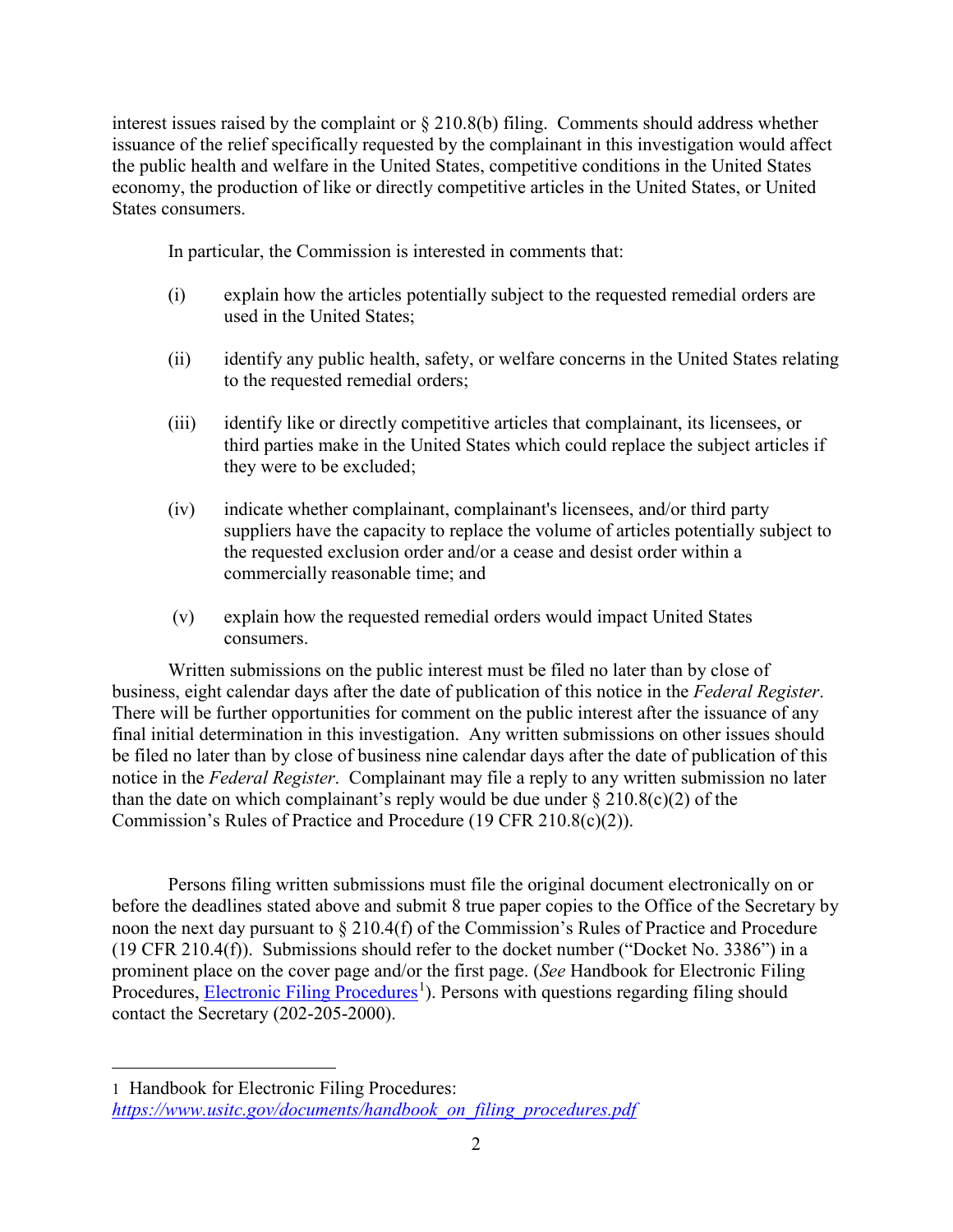interest issues raised by the complaint or § 210.8(b) filing. Comments should address whether issuance of the relief specifically requested by the complainant in this investigation would affect the public health and welfare in the United States, competitive conditions in the United States economy, the production of like or directly competitive articles in the United States, or United States consumers.

In particular, the Commission is interested in comments that:

(i) explain how the articles potentially subject to the requested remedial orders are used in the United States;

(ii) identify any public health, safety, or welfare concerns in the United States relating to the requested remedial orders;

(iii) identify like or directly competitive articles that complainant, its licensees, or third parties make in the United States which could replace the subject articles if they were to be excluded;

(iv) indicate whether complainant, complainant's licensees, and/or third party suppliers have the capacity to replace the volume of articles potentially subject to the requested exclusion order and/or a cease and desist order within a commercially reasonable time; and

(v) explain how the requested remedial orders would impact United States consumers.

Written submissions on the public interest must be filed no later than by close of business, eight calendar days after the date of publication of this notice in the *Federal Register*. There will be further opportunities for comment on the public interest after the issuance of any final initial determination in this investigation. Any written submissions on other issues should be filed no later than by close of business nine calendar days after the date of publication of this notice in the *Federal Register*. Complainant may file a reply to any written submission no later than the date on which complainant's reply would be due under § 210.8(c)(2) of the Commission's Rules of Practice and Procedure (19 CFR 210.8(c)(2)).

Persons filing written submissions must file the original document electronically on or before the deadlines stated above and submit 8 true paper copies to the Office of the Secretary by noon the next day pursuant to § 210.4(f) of the Commission's Rules of Practice and Procedure (19 CFR 210.4(f)). Submissions should refer to the docket number ("Docket No. 3386") in a prominent place on the cover page and/or the first page. (*See* Handbook for Electronic Filing Procedures, Electronic Filing Procedures[1]). Persons with questions regarding filing should contact the Secretary (202-205-2000).

---

1 Handbook for Electronic Filing Procedures: *https://www.usitc.gov/documents/handbook_on_filing_procedures.pdf*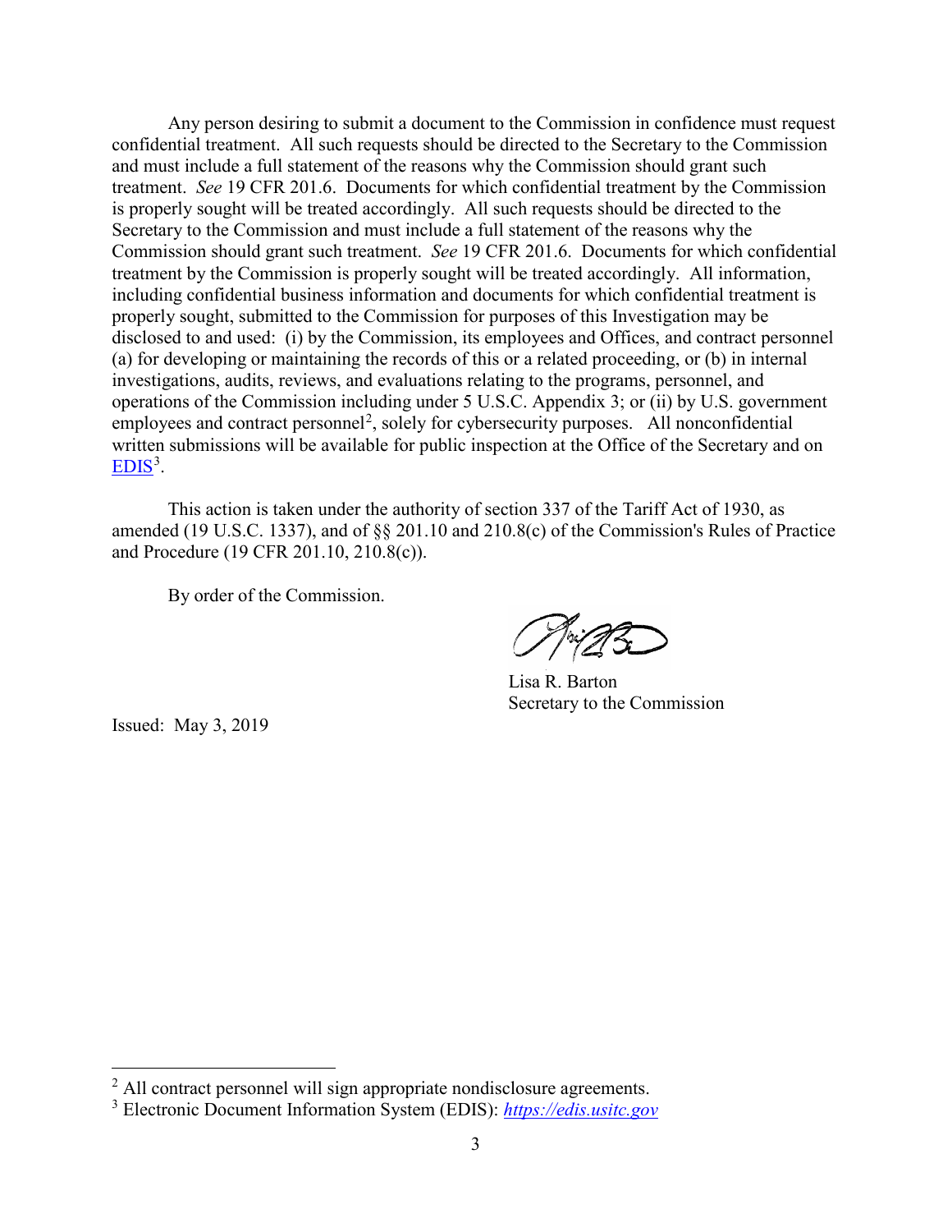Any person desiring to submit a document to the Commission in confidence must request confidential treatment. All such requests should be directed to the Secretary to the Commission and must include a full statement of the reasons why the Commission should grant such treatment. *See* 19 CFR 201.6. Documents for which confidential treatment by the Commission is properly sought will be treated accordingly. All such requests should be directed to the Secretary to the Commission and must include a full statement of the reasons why the Commission should grant such treatment. *See* 19 CFR 201.6. Documents for which confidential treatment by the Commission is properly sought will be treated accordingly. All information, including confidential business information and documents for which confidential treatment is properly sought, submitted to the Commission for purposes of this Investigation may be disclosed to and used: (i) by the Commission, its employees and Offices, and contract personnel (a) for developing or maintaining the records of this or a related proceeding, or (b) in internal investigations, audits, reviews, and evaluations relating to the programs, personnel, and operations of the Commission including under 5 U.S.C. Appendix 3; or (ii) by U.S. government employees and contract personnel[2], solely for cybersecurity purposes. All nonconfidential written submissions will be available for public inspection at the Office of the Secretary and on EDIS[3].

This action is taken under the authority of section 337 of the Tariff Act of 1930, as amended (19 U.S.C. 1337), and of §§ 201.10 and 210.8(c) of the Commission's Rules of Practice and Procedure (19 CFR 201.10, 210.8(c)).

By order of the Commission.

Lisa R. Barton
Secretary to the Commission

Issued: May 3, 2019

---

[2] All contract personnel will sign appropriate nondisclosure agreements.

[3] Electronic Document Information System (EDIS): *https://edis.usitc.gov*